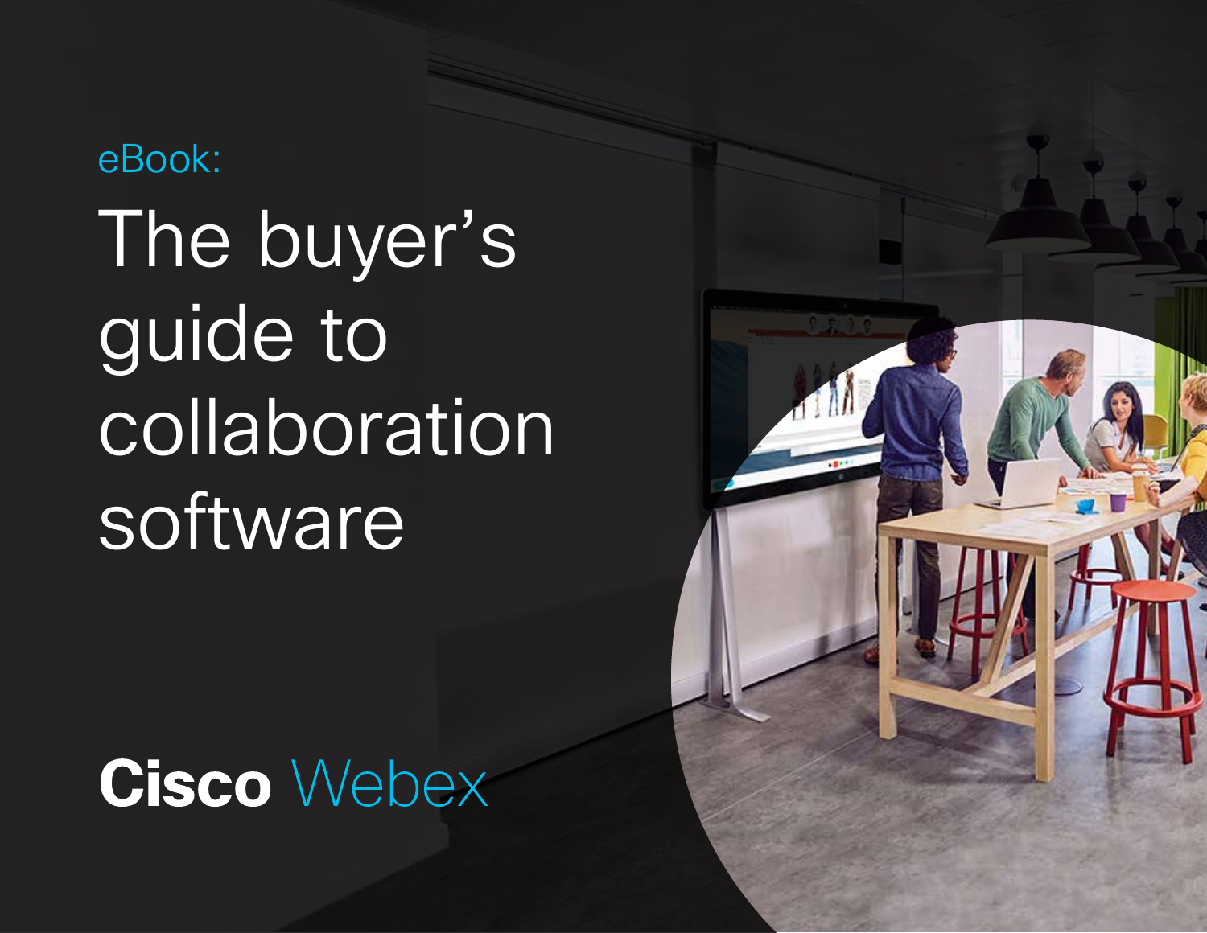eBook:

# The buyer's guide to collaboration software

Cisco Webex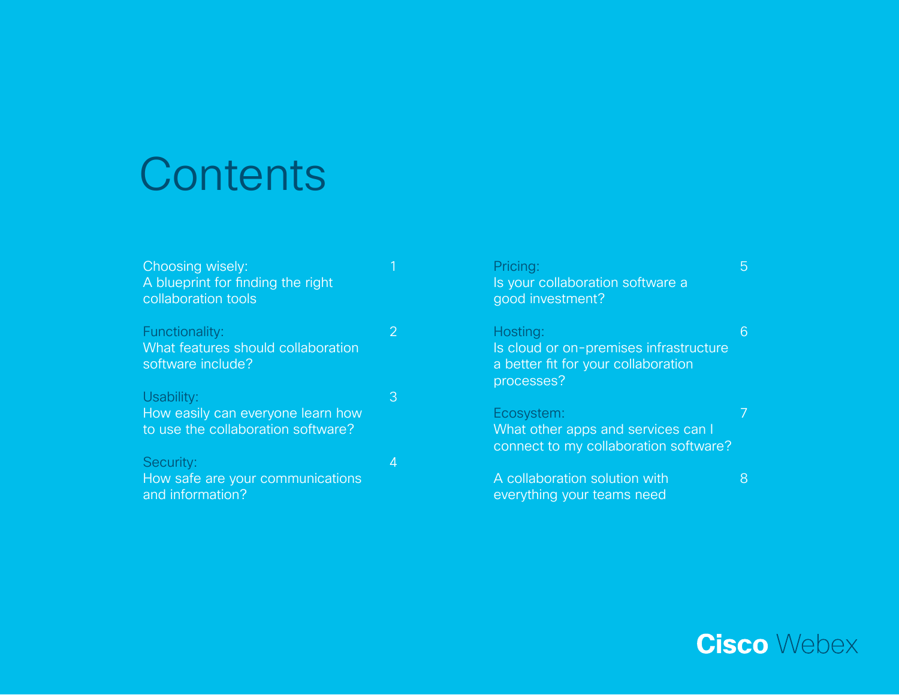# Contents

Choosing wisely:
A blueprint for finding the right collaboration tools — 1

Functionality:
What features should collaboration software include? — 2

Usability:
How easily can everyone learn how to use the collaboration software? — 3

Security:
How safe are your communications and information? — 4

Pricing:
Is your collaboration software a good investment? — 5

Hosting:
Is cloud or on-premises infrastructure a better fit for your collaboration processes? — 6

Ecosystem:
What other apps and services can I connect to my collaboration software? — 7

A collaboration solution with everything your teams need — 8

**Cisco** Webex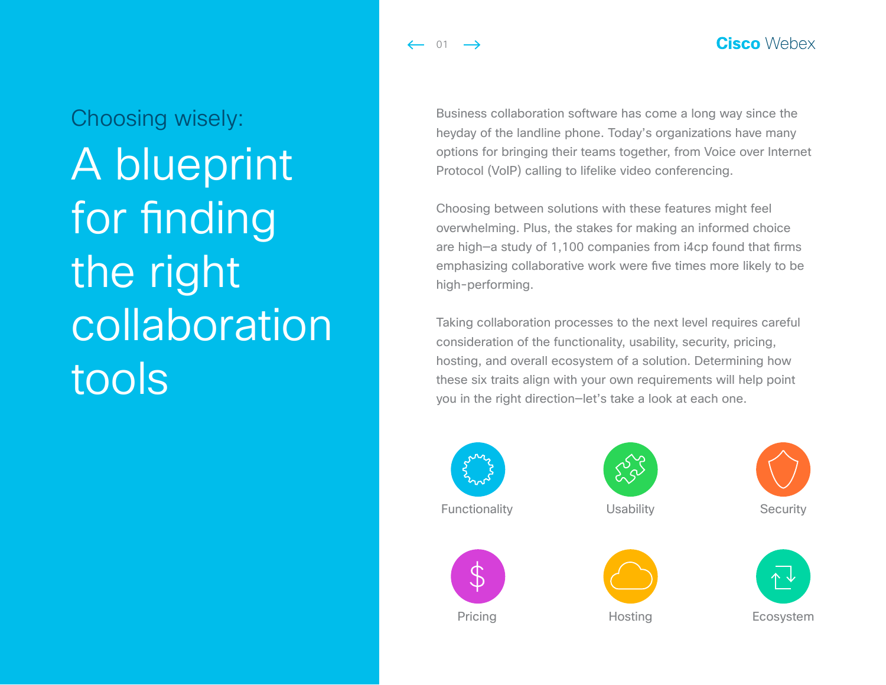Choosing wisely:

# A blueprint for finding the right collaboration tools

Business collaboration software has come a long way since the heyday of the landline phone. Today's organizations have many options for bringing their teams together, from Voice over Internet Protocol (VoIP) calling to lifelike video conferencing.

Choosing between solutions with these features might feel overwhelming. Plus, the stakes for making an informed choice are high—a study of 1,100 companies from i4cp found that firms emphasizing collaborative work were five times more likely to be high-performing.

Taking collaboration processes to the next level requires careful consideration of the functionality, usability, security, pricing, hosting, and overall ecosystem of a solution. Determining how these six traits align with your own requirements will help point you in the right direction—let's take a look at each one.

Functionality

Usability

Security

Pricing

Hosting

Ecosystem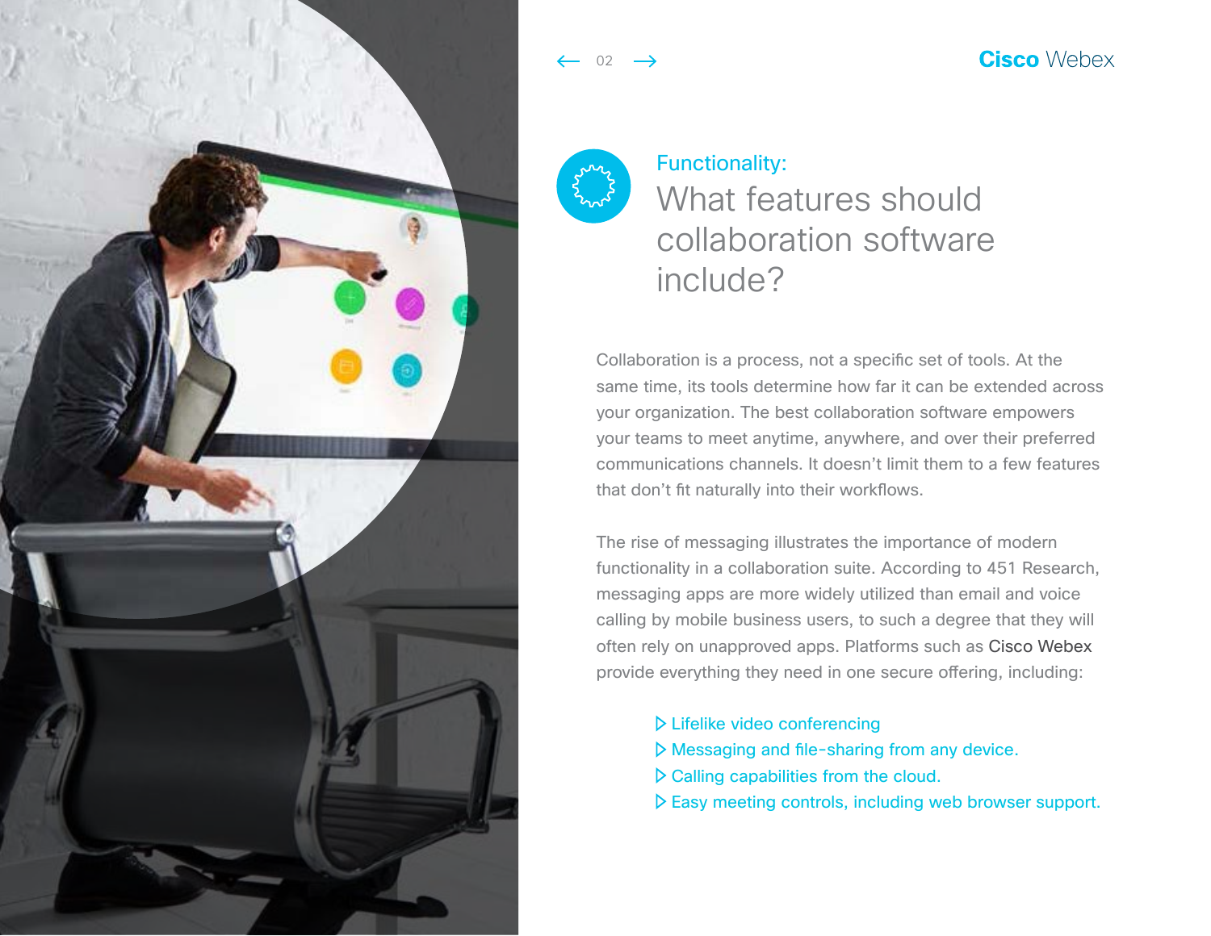## Functionality:

# What features should collaboration software include?

Collaboration is a process, not a specific set of tools. At the same time, its tools determine how far it can be extended across your organization. The best collaboration software empowers your teams to meet anytime, anywhere, and over their preferred communications channels. It doesn't limit them to a few features that don't fit naturally into their workflows.

The rise of messaging illustrates the importance of modern functionality in a collaboration suite. According to 451 Research, messaging apps are more widely utilized than email and voice calling by mobile business users, to such a degree that they will often rely on unapproved apps. Platforms such as Cisco Webex provide everything they need in one secure offering, including:

- Lifelike video conferencing
- Messaging and file-sharing from any device.
- Calling capabilities from the cloud.
- Easy meeting controls, including web browser support.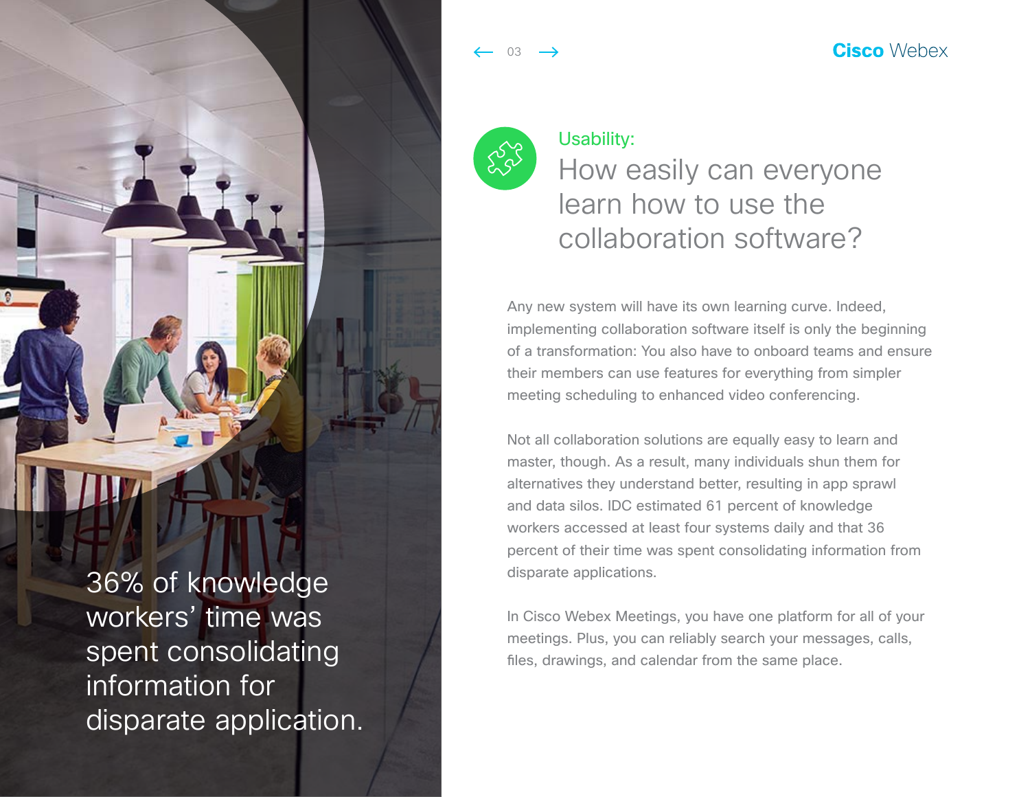36% of knowledge workers' time was spent consolidating information for disparate application.

## Usability:

# How easily can everyone learn how to use the collaboration software?

Any new system will have its own learning curve. Indeed, implementing collaboration software itself is only the beginning of a transformation: You also have to onboard teams and ensure their members can use features for everything from simpler meeting scheduling to enhanced video conferencing.

Not all collaboration solutions are equally easy to learn and master, though. As a result, many individuals shun them for alternatives they understand better, resulting in app sprawl and data silos. IDC estimated 61 percent of knowledge workers accessed at least four systems daily and that 36 percent of their time was spent consolidating information from disparate applications.

In Cisco Webex Meetings, you have one platform for all of your meetings. Plus, you can reliably search your messages, calls, files, drawings, and calendar from the same place.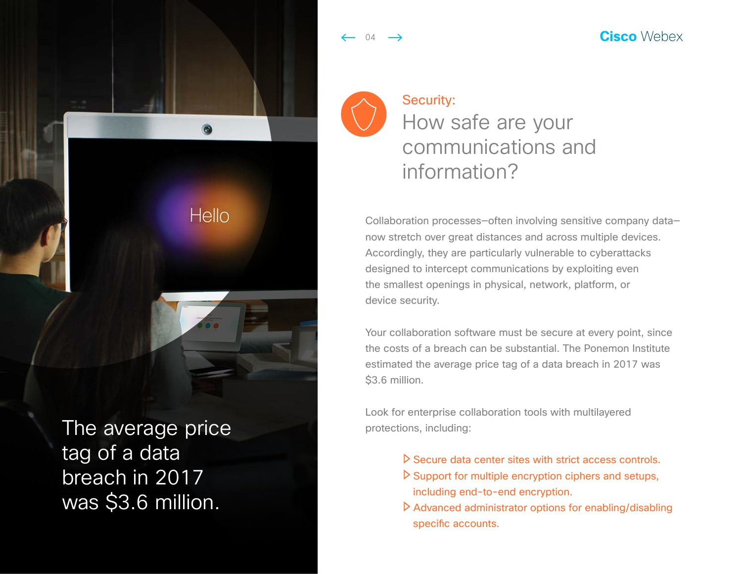The average price tag of a data breach in 2017 was $3.6 million.

## Security:
## How safe are your communications and information?

Collaboration processes—often involving sensitive company data—now stretch over great distances and across multiple devices. Accordingly, they are particularly vulnerable to cyberattacks designed to intercept communications by exploiting even the smallest openings in physical, network, platform, or device security.

Your collaboration software must be secure at every point, since the costs of a breach can be substantial. The Ponemon Institute estimated the average price tag of a data breach in 2017 was $3.6 million.

Look for enterprise collaboration tools with multilayered protections, including:

- Secure data center sites with strict access controls.
- Support for multiple encryption ciphers and setups, including end-to-end encryption.
- Advanced administrator options for enabling/disabling specific accounts.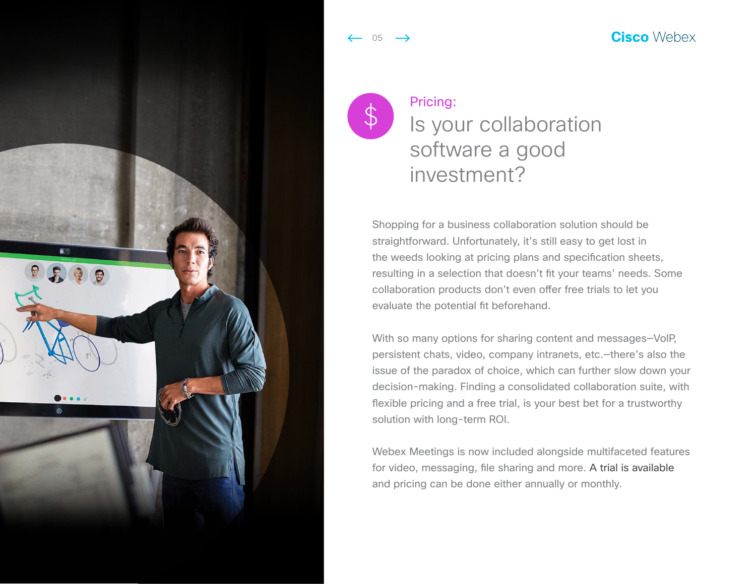## Pricing:

# Is your collaboration software a good investment?

Shopping for a business collaboration solution should be straightforward. Unfortunately, it's still easy to get lost in the weeds looking at pricing plans and specification sheets, resulting in a selection that doesn't fit your teams' needs. Some collaboration products don't even offer free trials to let you evaluate the potential fit beforehand.

With so many options for sharing content and messages—VoIP, persistent chats, video, company intranets, etc.—there's also the issue of the paradox of choice, which can further slow down your decision-making. Finding a consolidated collaboration suite, with flexible pricing and a free trial, is your best bet for a trustworthy solution with long-term ROI.

Webex Meetings is now included alongside multifaceted features for video, messaging, file sharing and more. A trial is available and pricing can be done either annually or monthly.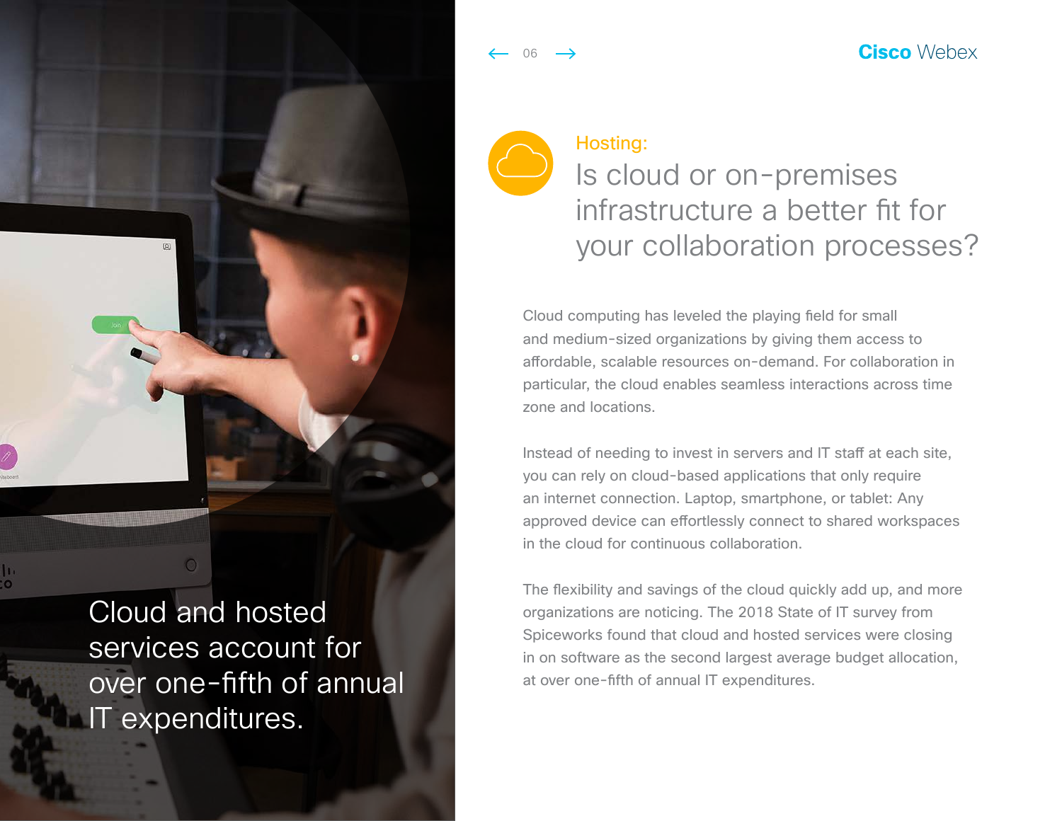Hosting:

## Is cloud or on-premises infrastructure a better fit for your collaboration processes?

Cloud computing has leveled the playing field for small and medium-sized organizations by giving them access to affordable, scalable resources on-demand. For collaboration in particular, the cloud enables seamless interactions across time zone and locations.

Instead of needing to invest in servers and IT staff at each site, you can rely on cloud-based applications that only require an internet connection. Laptop, smartphone, or tablet: Any approved device can effortlessly connect to shared workspaces in the cloud for continuous collaboration.

The flexibility and savings of the cloud quickly add up, and more organizations are noticing. The 2018 State of IT survey from Spiceworks found that cloud and hosted services were closing in on software as the second largest average budget allocation, at over one-fifth of annual IT expenditures.

Cloud and hosted services account for over one-fifth of annual IT expenditures.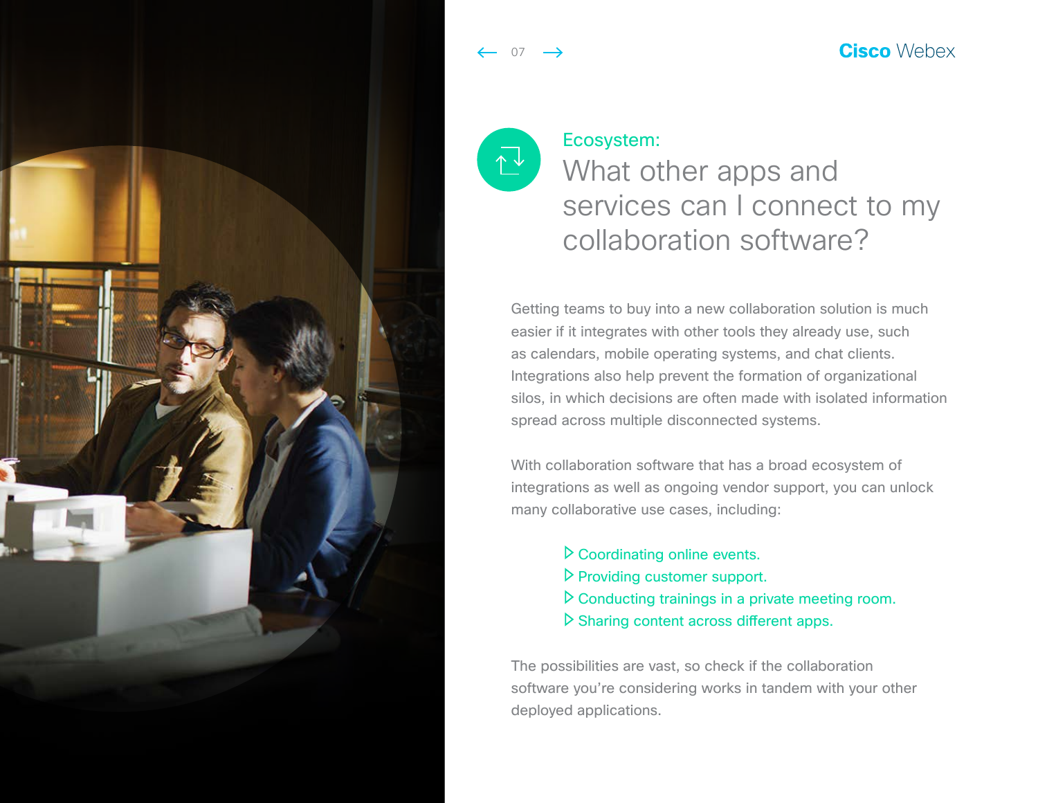## Ecosystem:

# What other apps and services can I connect to my collaboration software?

Getting teams to buy into a new collaboration solution is much easier if it integrates with other tools they already use, such as calendars, mobile operating systems, and chat clients. Integrations also help prevent the formation of organizational silos, in which decisions are often made with isolated information spread across multiple disconnected systems.

With collaboration software that has a broad ecosystem of integrations as well as ongoing vendor support, you can unlock many collaborative use cases, including:

- Coordinating online events.
- Providing customer support.
- Conducting trainings in a private meeting room.
- Sharing content across different apps.

The possibilities are vast, so check if the collaboration software you're considering works in tandem with your other deployed applications.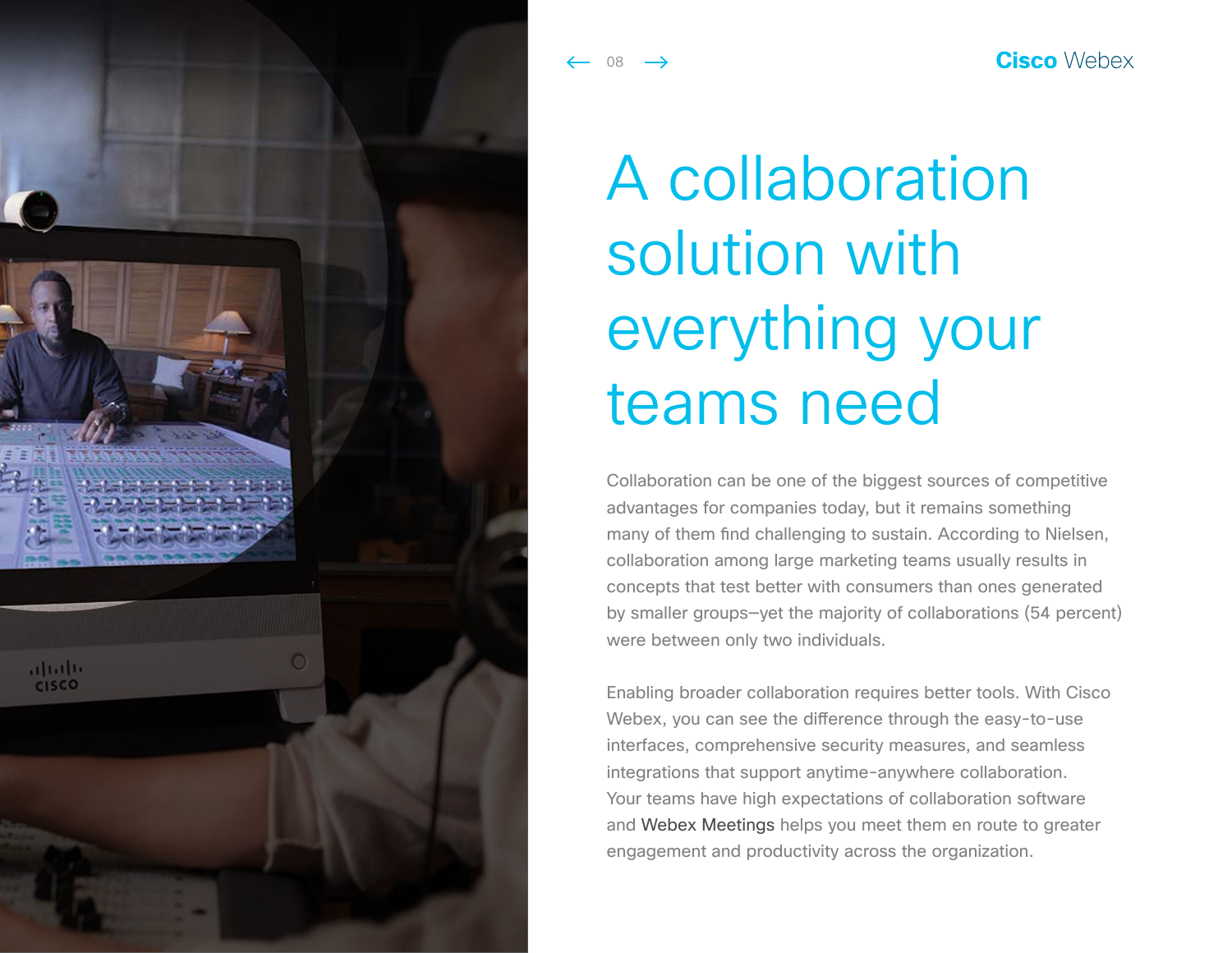# A collaboration solution with everything your teams need

Collaboration can be one of the biggest sources of competitive advantages for companies today, but it remains something many of them find challenging to sustain. According to Nielsen, collaboration among large marketing teams usually results in concepts that test better with consumers than ones generated by smaller groups—yet the majority of collaborations (54 percent) were between only two individuals.

Enabling broader collaboration requires better tools. With Cisco Webex, you can see the difference through the easy-to-use interfaces, comprehensive security measures, and seamless integrations that support anytime-anywhere collaboration. Your teams have high expectations of collaboration software and Webex Meetings helps you meet them en route to greater engagement and productivity across the organization.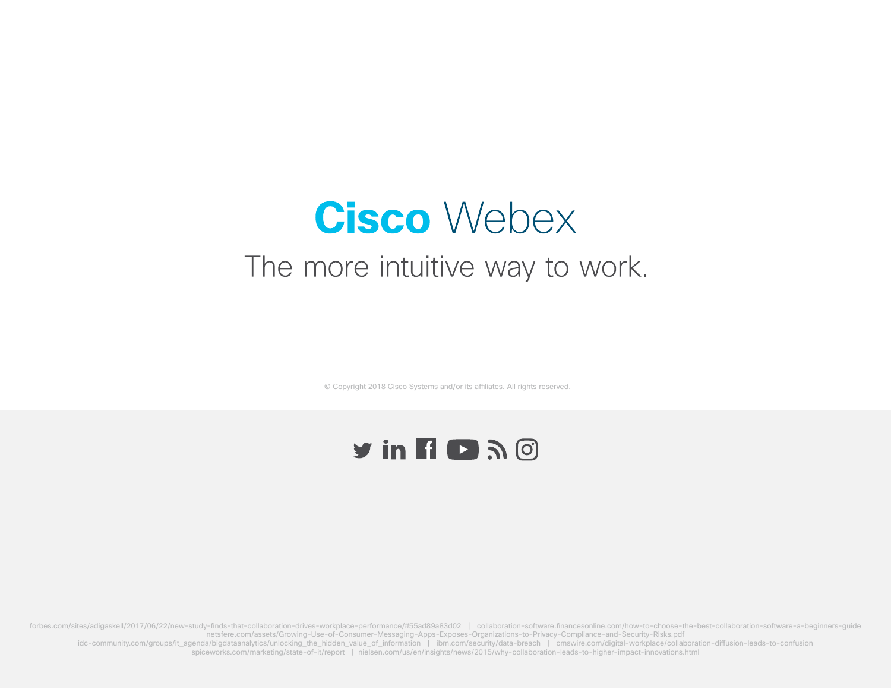# Cisco Webex

The more intuitive way to work.

© Copyright 2018 Cisco Systems and/or its affiliates. All rights reserved.

forbes.com/sites/adigaskell/2017/06/22/new-study-finds-that-collaboration-drives-workplace-performance/#55ad89a83d02 | collaboration-software.financesonline.com/how-to-choose-the-best-collaboration-software-a-beginners-guide
netsfere.com/assets/Growing-Use-of-Consumer-Messaging-Apps-Exposes-Organizations-to-Privacy-Compliance-and-Security-Risks.pdf
idc-community.com/groups/it_agenda/bigdataanalytics/unlocking_the_hidden_value_of_information | ibm.com/security/data-breach | cmswire.com/digital-workplace/collaboration-diffusion-leads-to-confusion
spiceworks.com/marketing/state-of-it/report | nielsen.com/us/en/insights/news/2015/why-collaboration-leads-to-higher-impact-innovations.html